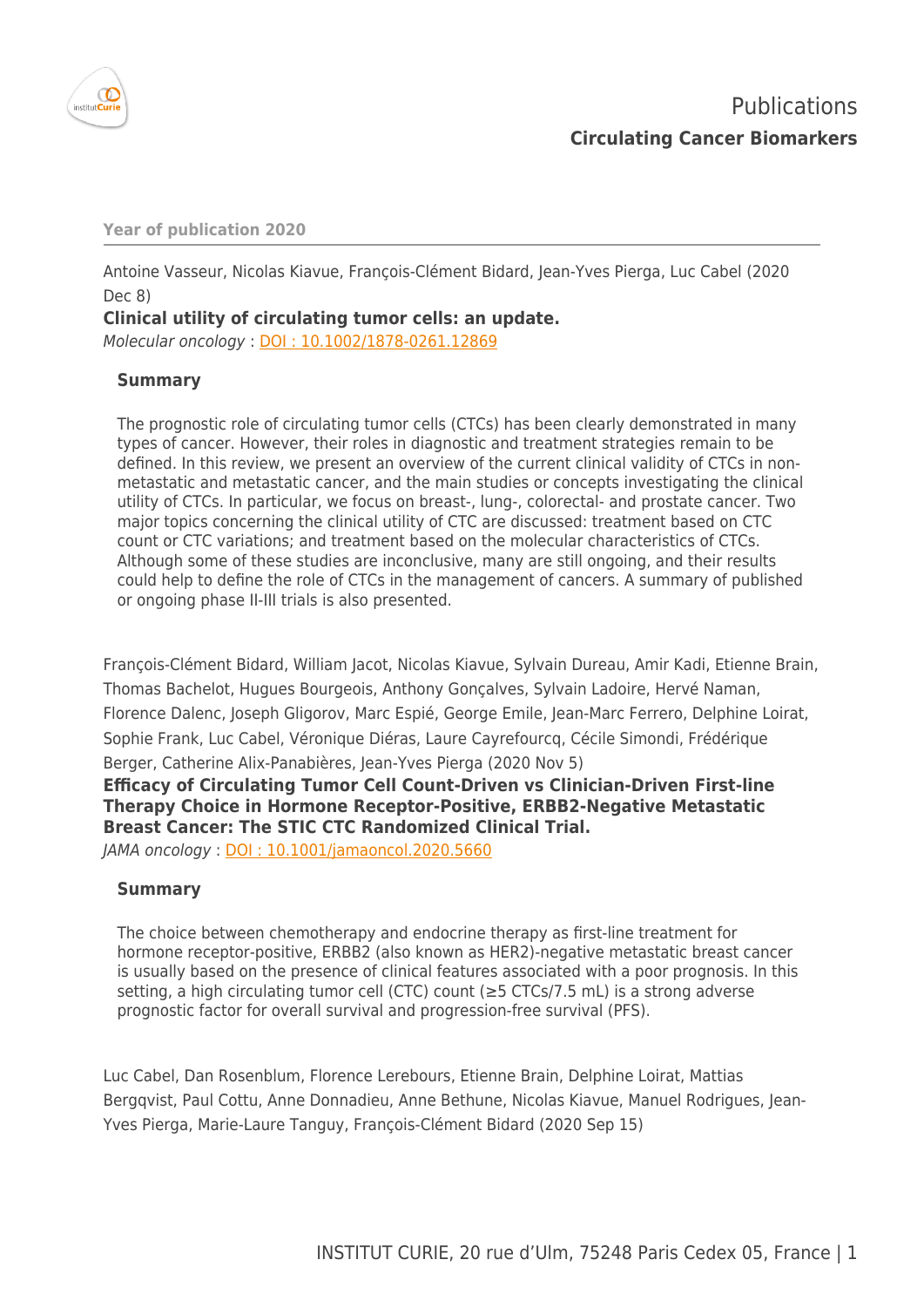# Publications

## Circulating Cancer Biomarkers

**Year of publication 2020**

Antoine Vasseur, Nicolas Kiavue, François-Clément Bidard, Jean-Yves Pierga, Luc Cabel (2020 Dec 8)

**Clinical utility of circulating tumor cells: an update.**

*Molecular oncology* : [DOI : 10.1002/1878-0261.12869](https://doi.org/10.1002/1878-0261.12869)

### Summary

The prognostic role of circulating tumor cells (CTCs) has been clearly demonstrated in many types of cancer. However, their roles in diagnostic and treatment strategies remain to be defined. In this review, we present an overview of the current clinical validity of CTCs in non-metastatic and metastatic cancer, and the main studies or concepts investigating the clinical utility of CTCs. In particular, we focus on breast-, lung-, colorectal- and prostate cancer. Two major topics concerning the clinical utility of CTC are discussed: treatment based on CTC count or CTC variations; and treatment based on the molecular characteristics of CTCs. Although some of these studies are inconclusive, many are still ongoing, and their results could help to define the role of CTCs in the management of cancers. A summary of published or ongoing phase II-III trials is also presented.

François-Clément Bidard, William Jacot, Nicolas Kiavue, Sylvain Dureau, Amir Kadi, Etienne Brain, Thomas Bachelot, Hugues Bourgeois, Anthony Gonçalves, Sylvain Ladoire, Hervé Naman, Florence Dalenc, Joseph Gligorov, Marc Espié, George Emile, Jean-Marc Ferrero, Delphine Loirat, Sophie Frank, Luc Cabel, Véronique Diéras, Laure Cayrefourcq, Cécile Simondi, Frédérique Berger, Catherine Alix-Panabières, Jean-Yves Pierga (2020 Nov 5)

**Efficacy of Circulating Tumor Cell Count-Driven vs Clinician-Driven First-line Therapy Choice in Hormone Receptor-Positive, ERBB2-Negative Metastatic Breast Cancer: The STIC CTC Randomized Clinical Trial.**

*JAMA oncology* : [DOI : 10.1001/jamaoncol.2020.5660](https://doi.org/10.1001/jamaoncol.2020.5660)

### Summary

The choice between chemotherapy and endocrine therapy as first-line treatment for hormone receptor-positive, ERBB2 (also known as HER2)-negative metastatic breast cancer is usually based on the presence of clinical features associated with a poor prognosis. In this setting, a high circulating tumor cell (CTC) count (≥5 CTCs/7.5 mL) is a strong adverse prognostic factor for overall survival and progression-free survival (PFS).

Luc Cabel, Dan Rosenblum, Florence Lerebours, Etienne Brain, Delphine Loirat, Mattias Bergqvist, Paul Cottu, Anne Donnadieu, Anne Bethune, Nicolas Kiavue, Manuel Rodrigues, Jean-Yves Pierga, Marie-Laure Tanguy, François-Clément Bidard (2020 Sep 15)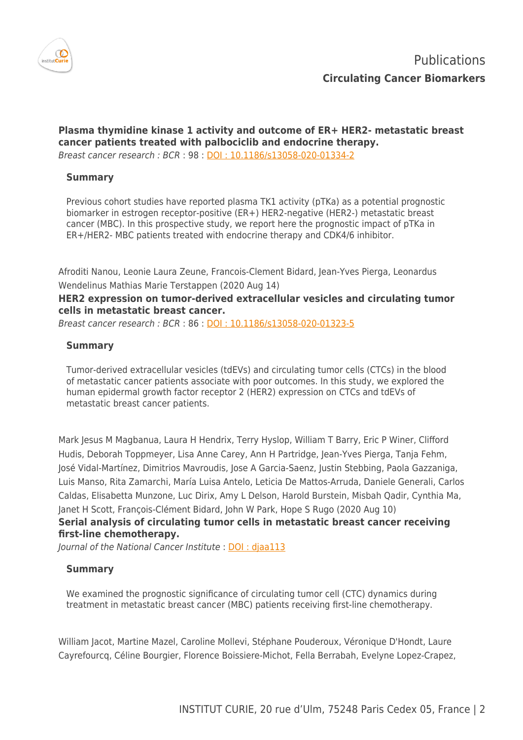**Plasma thymidine kinase 1 activity and outcome of ER+ HER2- metastatic breast cancer patients treated with palbociclib and endocrine therapy.**

*Breast cancer research : BCR* : 98 : [DOI : 10.1186/s13058-020-01334-2](https://doi.org/10.1186/s13058-020-01334-2)

**Summary**

Previous cohort studies have reported plasma TK1 activity (pTKa) as a potential prognostic biomarker in estrogen receptor-positive (ER+) HER2-negative (HER2-) metastatic breast cancer (MBC). In this prospective study, we report here the prognostic impact of pTKa in ER+/HER2- MBC patients treated with endocrine therapy and CDK4/6 inhibitor.

Afroditi Nanou, Leonie Laura Zeune, Francois-Clement Bidard, Jean-Yves Pierga, Leonardus Wendelinus Mathias Marie Terstappen (2020 Aug 14)

**HER2 expression on tumor-derived extracellular vesicles and circulating tumor cells in metastatic breast cancer.**

*Breast cancer research : BCR* : 86 : [DOI : 10.1186/s13058-020-01323-5](https://doi.org/10.1186/s13058-020-01323-5)

**Summary**

Tumor-derived extracellular vesicles (tdEVs) and circulating tumor cells (CTCs) in the blood of metastatic cancer patients associate with poor outcomes. In this study, we explored the human epidermal growth factor receptor 2 (HER2) expression on CTCs and tdEVs of metastatic breast cancer patients.

Mark Jesus M Magbanua, Laura H Hendrix, Terry Hyslop, William T Barry, Eric P Winer, Clifford Hudis, Deborah Toppmeyer, Lisa Anne Carey, Ann H Partridge, Jean-Yves Pierga, Tanja Fehm, José Vidal-Martínez, Dimitrios Mavroudis, Jose A Garcia-Saenz, Justin Stebbing, Paola Gazzaniga, Luis Manso, Rita Zamarchi, María Luisa Antelo, Leticia De Mattos-Arruda, Daniele Generali, Carlos Caldas, Elisabetta Munzone, Luc Dirix, Amy L Delson, Harold Burstein, Misbah Qadir, Cynthia Ma, Janet H Scott, François-Clément Bidard, John W Park, Hope S Rugo (2020 Aug 10)

**Serial analysis of circulating tumor cells in metastatic breast cancer receiving first-line chemotherapy.**

*Journal of the National Cancer Institute* : DOI : djaa113

**Summary**

We examined the prognostic significance of circulating tumor cell (CTC) dynamics during treatment in metastatic breast cancer (MBC) patients receiving first-line chemotherapy.

William Jacot, Martine Mazel, Caroline Mollevi, Stéphane Pouderoux, Véronique D'Hondt, Laure Cayrefourcq, Céline Bourgier, Florence Boissiere-Michot, Fella Berrabah, Evelyne Lopez-Crapez,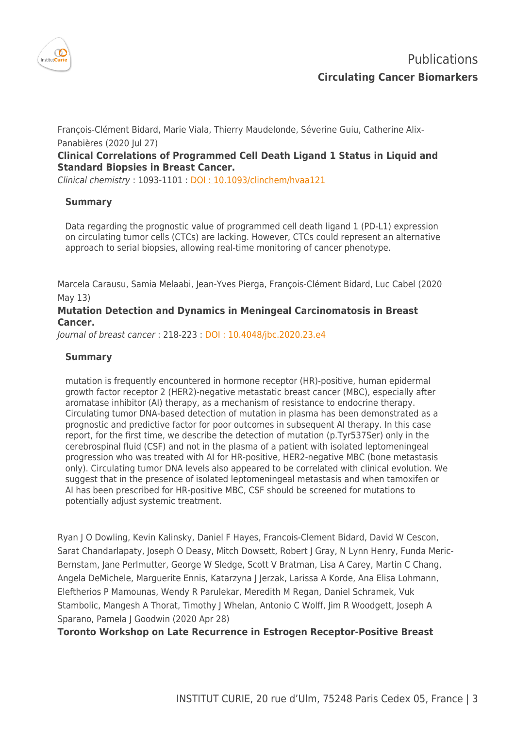François-Clément Bidard, Marie Viala, Thierry Maudelonde, Séverine Guiu, Catherine Alix-Panabières (2020 Jul 27)

**Clinical Correlations of Programmed Cell Death Ligand 1 Status in Liquid and Standard Biopsies in Breast Cancer.**

*Clinical chemistry* : 1093-1101 : [DOI : 10.1093/clinchem/hvaa121](https://doi.org/10.1093/clinchem/hvaa121)

### Summary

Data regarding the prognostic value of programmed cell death ligand 1 (PD-L1) expression on circulating tumor cells (CTCs) are lacking. However, CTCs could represent an alternative approach to serial biopsies, allowing real-time monitoring of cancer phenotype.

Marcela Carausu, Samia Melaabi, Jean-Yves Pierga, François-Clément Bidard, Luc Cabel (2020 May 13)

**Mutation Detection and Dynamics in Meningeal Carcinomatosis in Breast Cancer.**

*Journal of breast cancer* : 218-223 : [DOI : 10.4048/jbc.2020.23.e4](https://doi.org/10.4048/jbc.2020.23.e4)

### Summary

mutation is frequently encountered in hormone receptor (HR)-positive, human epidermal growth factor receptor 2 (HER2)-negative metastatic breast cancer (MBC), especially after aromatase inhibitor (AI) therapy, as a mechanism of resistance to endocrine therapy. Circulating tumor DNA-based detection of mutation in plasma has been demonstrated as a prognostic and predictive factor for poor outcomes in subsequent AI therapy. In this case report, for the first time, we describe the detection of mutation (p.Tyr537Ser) only in the cerebrospinal fluid (CSF) and not in the plasma of a patient with isolated leptomeningeal progression who was treated with AI for HR-positive, HER2-negative MBC (bone metastasis only). Circulating tumor DNA levels also appeared to be correlated with clinical evolution. We suggest that in the presence of isolated leptomeningeal metastasis and when tamoxifen or AI has been prescribed for HR-positive MBC, CSF should be screened for mutations to potentially adjust systemic treatment.

Ryan J O Dowling, Kevin Kalinsky, Daniel F Hayes, Francois-Clement Bidard, David W Cescon, Sarat Chandarlapaty, Joseph O Deasy, Mitch Dowsett, Robert J Gray, N Lynn Henry, Funda Meric-Bernstam, Jane Perlmutter, George W Sledge, Scott V Bratman, Lisa A Carey, Martin C Chang, Angela DeMichele, Marguerite Ennis, Katarzyna J Jerzak, Larissa A Korde, Ana Elisa Lohmann, Eleftherios P Mamounas, Wendy R Parulekar, Meredith M Regan, Daniel Schramek, Vuk Stambolic, Mangesh A Thorat, Timothy J Whelan, Antonio C Wolff, Jim R Woodgett, Joseph A Sparano, Pamela J Goodwin (2020 Apr 28)

**Toronto Workshop on Late Recurrence in Estrogen Receptor-Positive Breast**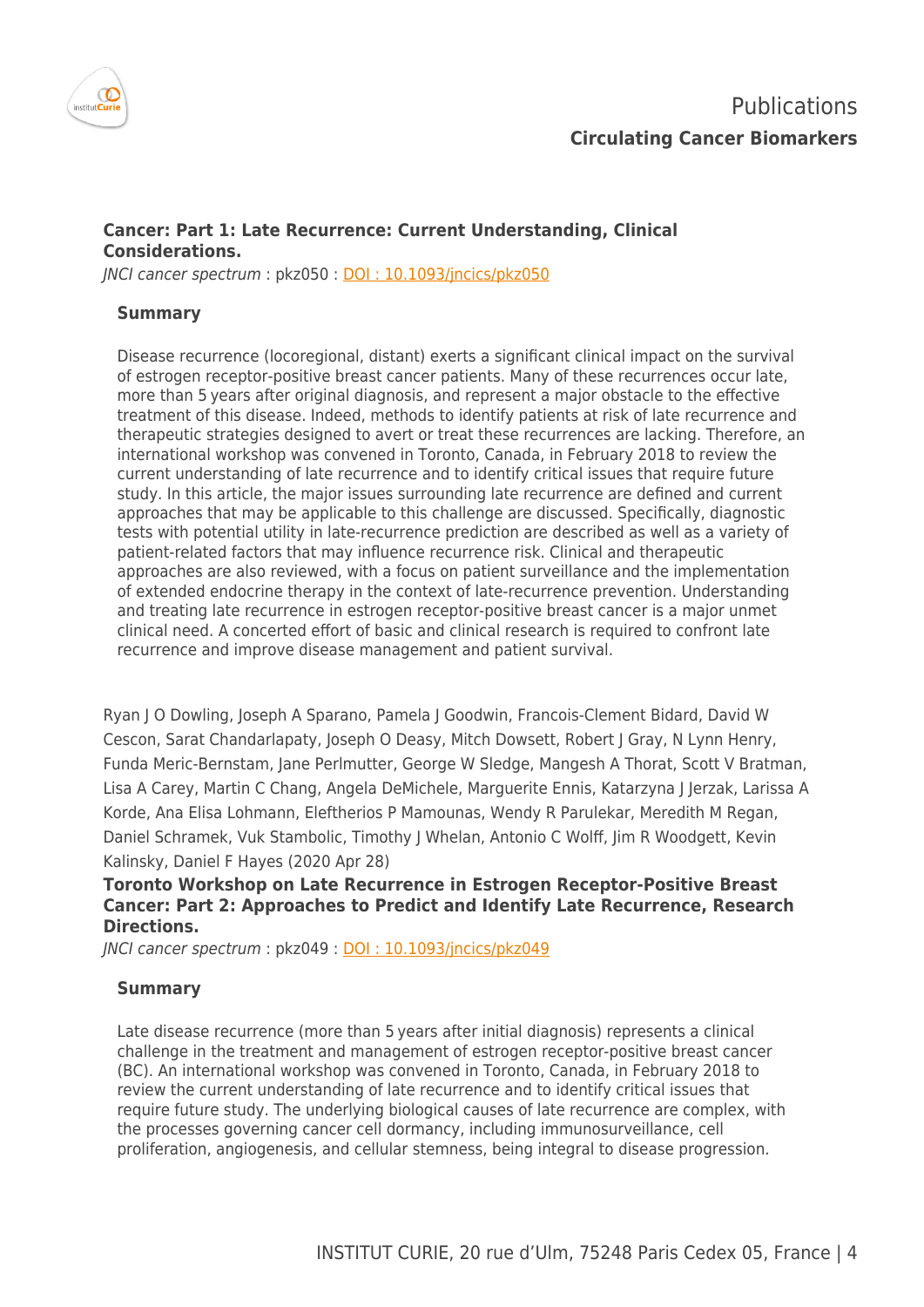### Cancer: Part 1: Late Recurrence: Current Understanding, Clinical Considerations.

*JNCI cancer spectrum* : pkz050 : [DOI : 10.1093/jncics/pkz050](https://doi.org/10.1093/jncics/pkz050)

#### Summary

Disease recurrence (locoregional, distant) exerts a significant clinical impact on the survival of estrogen receptor-positive breast cancer patients. Many of these recurrences occur late, more than 5 years after original diagnosis, and represent a major obstacle to the effective treatment of this disease. Indeed, methods to identify patients at risk of late recurrence and therapeutic strategies designed to avert or treat these recurrences are lacking. Therefore, an international workshop was convened in Toronto, Canada, in February 2018 to review the current understanding of late recurrence and to identify critical issues that require future study. In this article, the major issues surrounding late recurrence are defined and current approaches that may be applicable to this challenge are discussed. Specifically, diagnostic tests with potential utility in late-recurrence prediction are described as well as a variety of patient-related factors that may influence recurrence risk. Clinical and therapeutic approaches are also reviewed, with a focus on patient surveillance and the implementation of extended endocrine therapy in the context of late-recurrence prevention. Understanding and treating late recurrence in estrogen receptor-positive breast cancer is a major unmet clinical need. A concerted effort of basic and clinical research is required to confront late recurrence and improve disease management and patient survival.

Ryan J O Dowling, Joseph A Sparano, Pamela J Goodwin, Francois-Clement Bidard, David W Cescon, Sarat Chandarlapaty, Joseph O Deasy, Mitch Dowsett, Robert J Gray, N Lynn Henry, Funda Meric-Bernstam, Jane Perlmutter, George W Sledge, Mangesh A Thorat, Scott V Bratman, Lisa A Carey, Martin C Chang, Angela DeMichele, Marguerite Ennis, Katarzyna J Jerzak, Larissa A Korde, Ana Elisa Lohmann, Eleftherios P Mamounas, Wendy R Parulekar, Meredith M Regan, Daniel Schramek, Vuk Stambolic, Timothy J Whelan, Antonio C Wolff, Jim R Woodgett, Kevin Kalinsky, Daniel F Hayes (2020 Apr 28)

### Toronto Workshop on Late Recurrence in Estrogen Receptor-Positive Breast Cancer: Part 2: Approaches to Predict and Identify Late Recurrence, Research Directions.

*JNCI cancer spectrum* : pkz049 : [DOI : 10.1093/jncics/pkz049](https://doi.org/10.1093/jncics/pkz049)

#### Summary

Late disease recurrence (more than 5 years after initial diagnosis) represents a clinical challenge in the treatment and management of estrogen receptor-positive breast cancer (BC). An international workshop was convened in Toronto, Canada, in February 2018 to review the current understanding of late recurrence and to identify critical issues that require future study. The underlying biological causes of late recurrence are complex, with the processes governing cancer cell dormancy, including immunosurveillance, cell proliferation, angiogenesis, and cellular stemness, being integral to disease progression.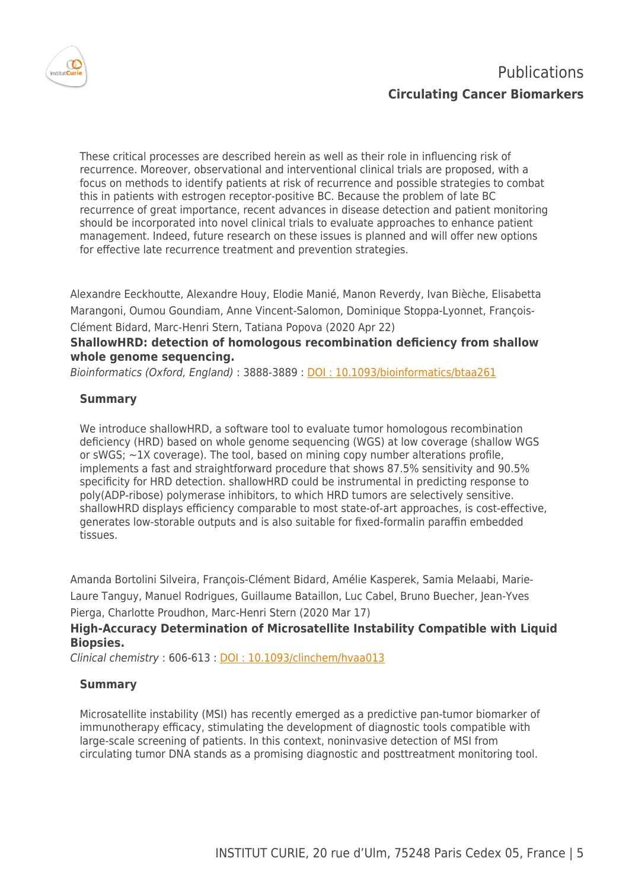These critical processes are described herein as well as their role in influencing risk of recurrence. Moreover, observational and interventional clinical trials are proposed, with a focus on methods to identify patients at risk of recurrence and possible strategies to combat this in patients with estrogen receptor-positive BC. Because the problem of late BC recurrence of great importance, recent advances in disease detection and patient monitoring should be incorporated into novel clinical trials to evaluate approaches to enhance patient management. Indeed, future research on these issues is planned and will offer new options for effective late recurrence treatment and prevention strategies.

Alexandre Eeckhoutte, Alexandre Houy, Elodie Manié, Manon Reverdy, Ivan Bièche, Elisabetta Marangoni, Oumou Goundiam, Anne Vincent-Salomon, Dominique Stoppa-Lyonnet, François-Clément Bidard, Marc-Henri Stern, Tatiana Popova (2020 Apr 22)

**ShallowHRD: detection of homologous recombination deficiency from shallow whole genome sequencing.**

*Bioinformatics (Oxford, England)* : 3888-3889 : DOI : 10.1093/bioinformatics/btaa261

### Summary

We introduce shallowHRD, a software tool to evaluate tumor homologous recombination deficiency (HRD) based on whole genome sequencing (WGS) at low coverage (shallow WGS or sWGS; ~1X coverage). The tool, based on mining copy number alterations profile, implements a fast and straightforward procedure that shows 87.5% sensitivity and 90.5% specificity for HRD detection. shallowHRD could be instrumental in predicting response to poly(ADP-ribose) polymerase inhibitors, to which HRD tumors are selectively sensitive. shallowHRD displays efficiency comparable to most state-of-art approaches, is cost-effective, generates low-storable outputs and is also suitable for fixed-formalin paraffin embedded tissues.

Amanda Bortolini Silveira, François-Clément Bidard, Amélie Kasperek, Samia Melaabi, Marie-Laure Tanguy, Manuel Rodrigues, Guillaume Bataillon, Luc Cabel, Bruno Buecher, Jean-Yves Pierga, Charlotte Proudhon, Marc-Henri Stern (2020 Mar 17)

**High-Accuracy Determination of Microsatellite Instability Compatible with Liquid Biopsies.**

*Clinical chemistry* : 606-613 : DOI : 10.1093/clinchem/hvaa013

### Summary

Microsatellite instability (MSI) has recently emerged as a predictive pan-tumor biomarker of immunotherapy efficacy, stimulating the development of diagnostic tools compatible with large-scale screening of patients. In this context, noninvasive detection of MSI from circulating tumor DNA stands as a promising diagnostic and posttreatment monitoring tool.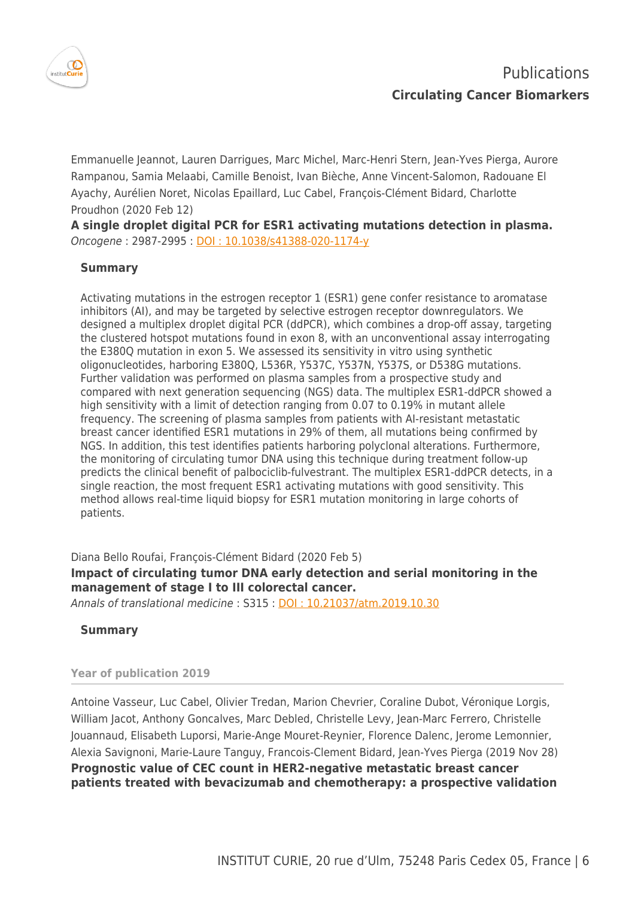Emmanuelle Jeannot, Lauren Darrigues, Marc Michel, Marc-Henri Stern, Jean-Yves Pierga, Aurore Rampanou, Samia Melaabi, Camille Benoist, Ivan Bièche, Anne Vincent-Salomon, Radouane El Ayachy, Aurélien Noret, Nicolas Epaillard, Luc Cabel, François-Clément Bidard, Charlotte Proudhon (2020 Feb 12)

**A single droplet digital PCR for ESR1 activating mutations detection in plasma.**

*Oncogene* : 2987-2995 : [DOI : 10.1038/s41388-020-1174-y](https://doi.org/10.1038/s41388-020-1174-y)

**Summary**

Activating mutations in the estrogen receptor 1 (ESR1) gene confer resistance to aromatase inhibitors (AI), and may be targeted by selective estrogen receptor downregulators. We designed a multiplex droplet digital PCR (ddPCR), which combines a drop-off assay, targeting the clustered hotspot mutations found in exon 8, with an unconventional assay interrogating the E380Q mutation in exon 5. We assessed its sensitivity in vitro using synthetic oligonucleotides, harboring E380Q, L536R, Y537C, Y537N, Y537S, or D538G mutations. Further validation was performed on plasma samples from a prospective study and compared with next generation sequencing (NGS) data. The multiplex ESR1-ddPCR showed a high sensitivity with a limit of detection ranging from 0.07 to 0.19% in mutant allele frequency. The screening of plasma samples from patients with AI-resistant metastatic breast cancer identified ESR1 mutations in 29% of them, all mutations being confirmed by NGS. In addition, this test identifies patients harboring polyclonal alterations. Furthermore, the monitoring of circulating tumor DNA using this technique during treatment follow-up predicts the clinical benefit of palbociclib-fulvestrant. The multiplex ESR1-ddPCR detects, in a single reaction, the most frequent ESR1 activating mutations with good sensitivity. This method allows real-time liquid biopsy for ESR1 mutation monitoring in large cohorts of patients.

Diana Bello Roufai, François-Clément Bidard (2020 Feb 5)

**Impact of circulating tumor DNA early detection and serial monitoring in the management of stage I to III colorectal cancer.**

*Annals of translational medicine* : S315 : [DOI : 10.21037/atm.2019.10.30](https://doi.org/10.21037/atm.2019.10.30)

**Summary**

## Year of publication 2019

Antoine Vasseur, Luc Cabel, Olivier Tredan, Marion Chevrier, Coraline Dubot, Véronique Lorgis, William Jacot, Anthony Goncalves, Marc Debled, Christelle Levy, Jean-Marc Ferrero, Christelle Jouannaud, Elisabeth Luporsi, Marie-Ange Mouret-Reynier, Florence Dalenc, Jerome Lemonnier, Alexia Savignoni, Marie-Laure Tanguy, Francois-Clement Bidard, Jean-Yves Pierga (2019 Nov 28)

**Prognostic value of CEC count in HER2-negative metastatic breast cancer patients treated with bevacizumab and chemotherapy: a prospective validation**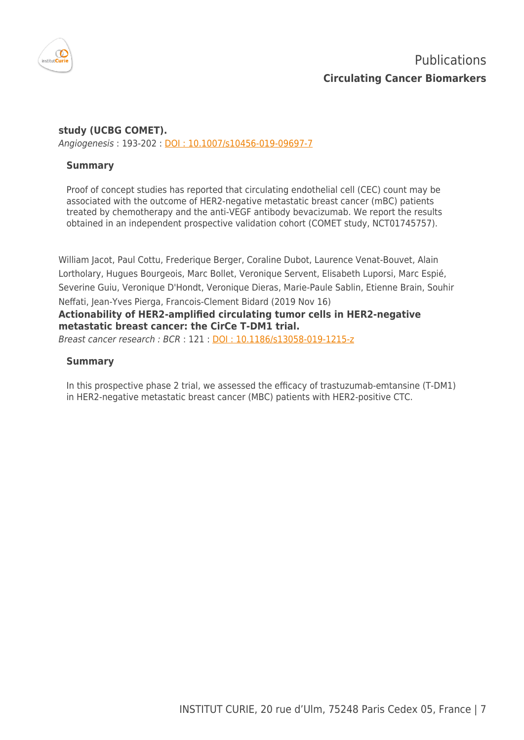**study (UCBG COMET).**
*Angiogenesis* : 193-202 : [DOI : 10.1007/s10456-019-09697-7](https://doi.org/10.1007/s10456-019-09697-7)

### Summary

Proof of concept studies has reported that circulating endothelial cell (CEC) count may be associated with the outcome of HER2-negative metastatic breast cancer (mBC) patients treated by chemotherapy and the anti-VEGF antibody bevacizumab. We report the results obtained in an independent prospective validation cohort (COMET study, NCT01745757).

William Jacot, Paul Cottu, Frederique Berger, Coraline Dubot, Laurence Venat-Bouvet, Alain Lortholary, Hugues Bourgeois, Marc Bollet, Veronique Servent, Elisabeth Luporsi, Marc Espié, Severine Guiu, Veronique D'Hondt, Veronique Dieras, Marie-Paule Sablin, Etienne Brain, Souhir Neffati, Jean-Yves Pierga, Francois-Clement Bidard (2019 Nov 16)

**Actionability of HER2-amplified circulating tumor cells in HER2-negative metastatic breast cancer: the CirCe T-DM1 trial.**
*Breast cancer research : BCR* : 121 : [DOI : 10.1186/s13058-019-1215-z](https://doi.org/10.1186/s13058-019-1215-z)

### Summary

In this prospective phase 2 trial, we assessed the efficacy of trastuzumab-emtansine (T-DM1) in HER2-negative metastatic breast cancer (MBC) patients with HER2-positive CTC.